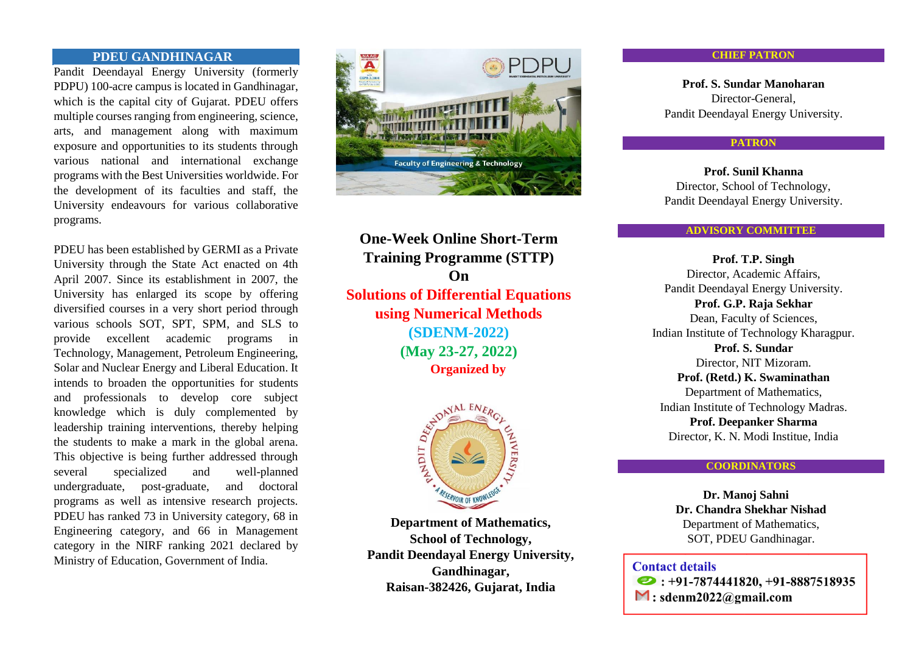## PDEU GANDHINAGAR

Pandit Deendayal Energy University (formerly PDPU) 100-acre campus is located in Gandhinagar, which is the capital city of Gujarat. PDEU offers multiple courses ranging from engineering, science, arts, and management along with maximum exposure and opportunities to its students through various national and international exchange programs with the Best Universities worldwide. For the development of its faculties and staff, the University endeavours for various collaborative programs.

PDEU has been established by GERMI as a Private University through the State Act enacted on 4th April 2007. Since its establishment in 2007, the University has enlarged its scope by offering diversified courses in a very short period through various schools SOT, SPT, SPM, and SLS to provide excellent academic programs in Technology, Management, Petroleum Engineering, Solar and Nuclear Energy and Liberal Education. It intends to broaden the opportunities for students and professionals to develop core subject knowledge which is duly complemented by leadership training interventions, thereby helping the students to make a mark in the global arena. This objective is being further addressed through several specialized and well-planned undergraduate, post-graduate, and doctoral programs as well as intensive research projects. PDEU has ranked 73 in University category, 68 in Engineering category, and 66 in Management category in the NIRF ranking 2021 declared by Ministry of Education, Government of India.

Faculty of Engineering & Technology

# One-Week Online Short-Term Training Programme (STTP) On

# Solutions of Differential Equations using Numerical Methods

## (SDENM-2022)

## (May 23-27, 2022)

**Organized by**

**Department of Mathematics,**
**School of Technology,**
**Pandit Deendayal Energy University,**
**Gandhinagar,**
**Raisan-382426, Gujarat, India**

## CHIEF PATRON

**Prof. S. Sundar Manoharan**
Director-General,
Pandit Deendayal Energy University.

## PATRON

**Prof. Sunil Khanna**
Director, School of Technology,
Pandit Deendayal Energy University.

## ADVISORY COMMITTEE

**Prof. T.P. Singh**
Director, Academic Affairs,
Pandit Deendayal Energy University.

**Prof. G.P. Raja Sekhar**
Dean, Faculty of Sciences,
Indian Institute of Technology Kharagpur.

**Prof. S. Sundar**
Director, NIT Mizoram.

**Prof. (Retd.) K. Swaminathan**
Department of Mathematics,
Indian Institute of Technology Madras.

**Prof. Deepanker Sharma**
Director, K. N. Modi Institue, India

## COORDINATORS

**Dr. Manoj Sahni**
**Dr. Chandra Shekhar Nishad**
Department of Mathematics,
SOT, PDEU Gandhinagar.

**Contact details**

**: +91-7874441820, +91-8887518935**

**: sdenm2022@gmail.com**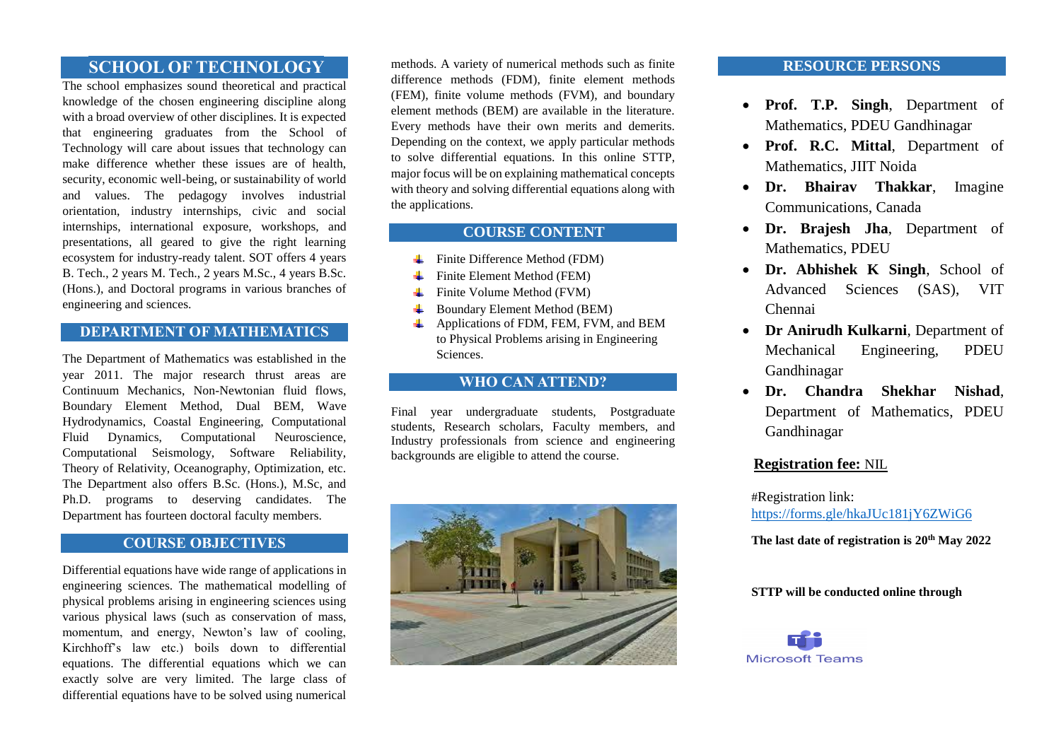## SCHOOL OF TECHNOLOGY

The school emphasizes sound theoretical and practical knowledge of the chosen engineering discipline along with a broad overview of other disciplines. It is expected that engineering graduates from the School of Technology will care about issues that technology can make difference whether these issues are of health, security, economic well-being, or sustainability of world and values. The pedagogy involves industrial orientation, industry internships, civic and social internships, international exposure, workshops, and presentations, all geared to give the right learning ecosystem for industry-ready talent. SOT offers 4 years B. Tech., 2 years M. Tech., 2 years M.Sc., 4 years B.Sc. (Hons.), and Doctoral programs in various branches of engineering and sciences.

## DEPARTMENT OF MATHEMATICS

The Department of Mathematics was established in the year 2011. The major research thrust areas are Continuum Mechanics, Non-Newtonian fluid flows, Boundary Element Method, Dual BEM, Wave Hydrodynamics, Coastal Engineering, Computational Fluid Dynamics, Computational Neuroscience, Computational Seismology, Software Reliability, Theory of Relativity, Oceanography, Optimization, etc. The Department also offers B.Sc. (Hons.), M.Sc, and Ph.D. programs to deserving candidates. The Department has fourteen doctoral faculty members.

## COURSE OBJECTIVES

Differential equations have wide range of applications in engineering sciences. The mathematical modelling of physical problems arising in engineering sciences using various physical laws (such as conservation of mass, momentum, and energy, Newton's law of cooling, Kirchhoff's law etc.) boils down to differential equations. The differential equations which we can exactly solve are very limited. The large class of differential equations have to be solved using numerical methods. A variety of numerical methods such as finite difference methods (FDM), finite element methods (FEM), finite volume methods (FVM), and boundary element methods (BEM) are available in the literature. Every methods have their own merits and demerits. Depending on the context, we apply particular methods to solve differential equations. In this online STTP, major focus will be on explaining mathematical concepts with theory and solving differential equations along with the applications.

## COURSE CONTENT

- Finite Difference Method (FDM)
- Finite Element Method (FEM)
- Finite Volume Method (FVM)
- Boundary Element Method (BEM)
- Applications of FDM, FEM, FVM, and BEM to Physical Problems arising in Engineering Sciences.

## WHO CAN ATTEND?

Final year undergraduate students, Postgraduate students, Research scholars, Faculty members, and Industry professionals from science and engineering backgrounds are eligible to attend the course.

## RESOURCE PERSONS

- **Prof. T.P. Singh**, Department of Mathematics, PDEU Gandhinagar
- **Prof. R.C. Mittal**, Department of Mathematics, JIIT Noida
- **Dr. Bhairav Thakkar**, Imagine Communications, Canada
- **Dr. Brajesh Jha**, Department of Mathematics, PDEU
- **Dr. Abhishek K Singh**, School of Advanced Sciences (SAS), VIT Chennai
- **Dr Anirudh Kulkarni**, Department of Mechanical Engineering, PDEU Gandhinagar
- **Dr. Chandra Shekhar Nishad**, Department of Mathematics, PDEU Gandhinagar

**Registration fee:** NIL

#Registration link: https://forms.gle/hkaJUc181jY6ZWiG6

**The last date of registration is 20th May 2022**

**STTP will be conducted online through**

Microsoft Teams